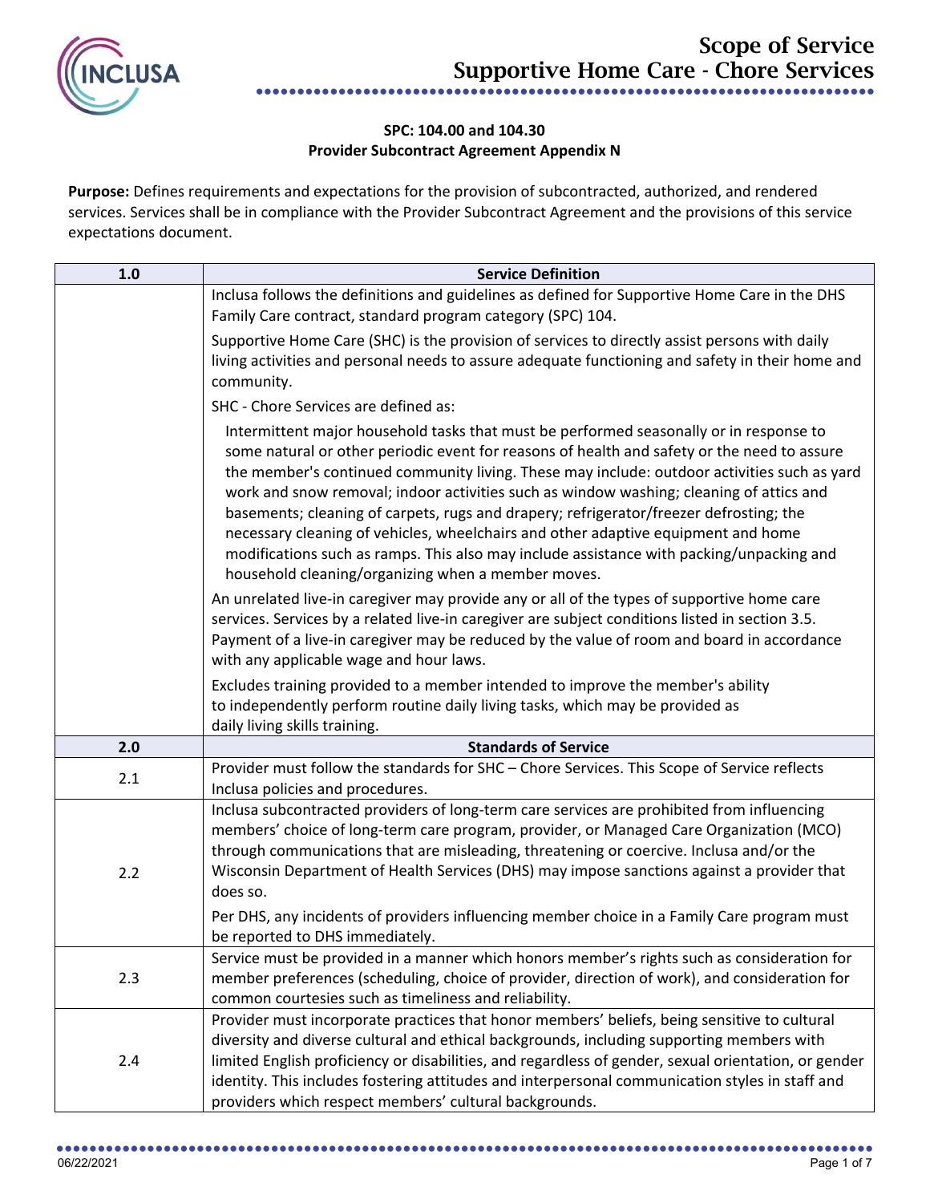# Scope of Service
# Supportive Home Care - Chore Services

**SPC: 104.00 and 104.30**
**Provider Subcontract Agreement Appendix N**

**Purpose:** Defines requirements and expectations for the provision of subcontracted, authorized, and rendered services. Services shall be in compliance with the Provider Subcontract Agreement and the provisions of this service expectations document.

| 1.0 | Service Definition |
|---|---|
| | Inclusa follows the definitions and guidelines as defined for Supportive Home Care in the DHS Family Care contract, standard program category (SPC) 104.<br><br>Supportive Home Care (SHC) is the provision of services to directly assist persons with daily living activities and personal needs to assure adequate functioning and safety in their home and community.<br><br>SHC - Chore Services are defined as:<br><br>Intermittent major household tasks that must be performed seasonally or in response to some natural or other periodic event for reasons of health and safety or the need to assure the member's continued community living. These may include: outdoor activities such as yard work and snow removal; indoor activities such as window washing; cleaning of attics and basements; cleaning of carpets, rugs and drapery; refrigerator/freezer defrosting; the necessary cleaning of vehicles, wheelchairs and other adaptive equipment and home modifications such as ramps. This also may include assistance with packing/unpacking and household cleaning/organizing when a member moves.<br><br>An unrelated live-in caregiver may provide any or all of the types of supportive home care services. Services by a related live-in caregiver are subject conditions listed in section 3.5. Payment of a live-in caregiver may be reduced by the value of room and board in accordance with any applicable wage and hour laws.<br><br>Excludes training provided to a member intended to improve the member's ability to independently perform routine daily living tasks, which may be provided as daily living skills training. |
| **2.0** | **Standards of Service** |
| 2.1 | Provider must follow the standards for SHC – Chore Services. This Scope of Service reflects Inclusa policies and procedures. |
| 2.2 | Inclusa subcontracted providers of long-term care services are prohibited from influencing members' choice of long-term care program, provider, or Managed Care Organization (MCO) through communications that are misleading, threatening or coercive. Inclusa and/or the Wisconsin Department of Health Services (DHS) may impose sanctions against a provider that does so.<br><br>Per DHS, any incidents of providers influencing member choice in a Family Care program must be reported to DHS immediately. |
| 2.3 | Service must be provided in a manner which honors member's rights such as consideration for member preferences (scheduling, choice of provider, direction of work), and consideration for common courtesies such as timeliness and reliability. |
| 2.4 | Provider must incorporate practices that honor members' beliefs, being sensitive to cultural diversity and diverse cultural and ethical backgrounds, including supporting members with limited English proficiency or disabilities, and regardless of gender, sexual orientation, or gender identity. This includes fostering attitudes and interpersonal communication styles in staff and providers which respect members' cultural backgrounds. |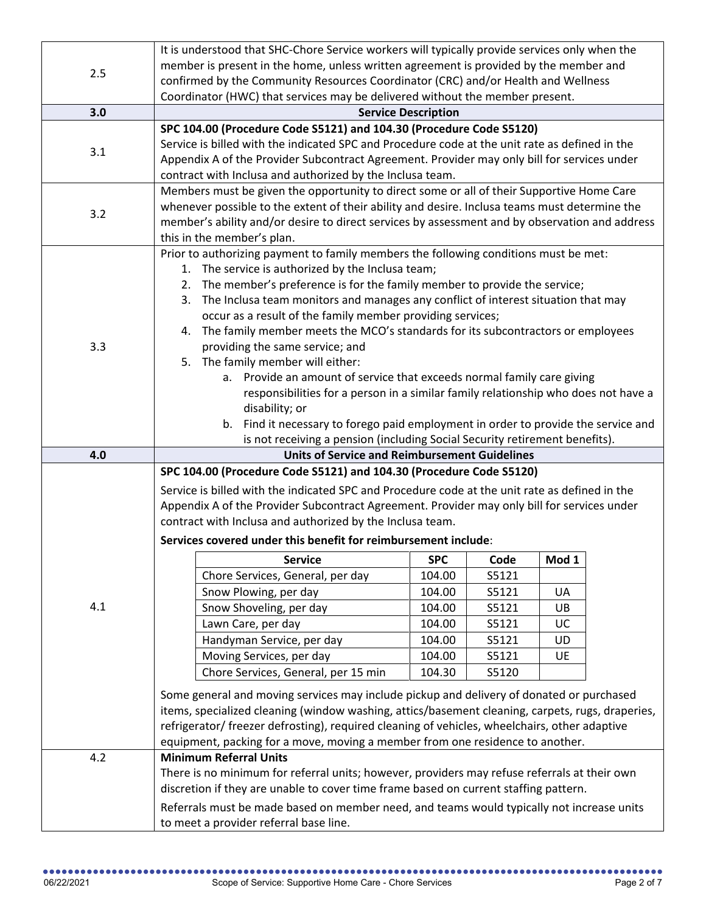| | |
|---|---|
| 2.5 | It is understood that SHC-Chore Service workers will typically provide services only when the member is present in the home, unless written agreement is provided by the member and confirmed by the Community Resources Coordinator (CRC) and/or Health and Wellness Coordinator (HWC) that services may be delivered without the member present. |
| **3.0** | **Service Description** |
| 3.1 | **SPC 104.00 (Procedure Code S5121) and 104.30 (Procedure Code S5120)**<br>Service is billed with the indicated SPC and Procedure code at the unit rate as defined in the Appendix A of the Provider Subcontract Agreement. Provider may only bill for services under contract with Inclusa and authorized by the Inclusa team. |
| 3.2 | Members must be given the opportunity to direct some or all of their Supportive Home Care whenever possible to the extent of their ability and desire. Inclusa teams must determine the member's ability and/or desire to direct services by assessment and by observation and address this in the member's plan. |
| 3.3 | Prior to authorizing payment to family members the following conditions must be met:<br>1. The service is authorized by the Inclusa team;<br>2. The member's preference is for the family member to provide the service;<br>3. The Inclusa team monitors and manages any conflict of interest situation that may occur as a result of the family member providing services;<br>4. The family member meets the MCO's standards for its subcontractors or employees providing the same service; and<br>5. The family member will either:<br>a. Provide an amount of service that exceeds normal family care giving responsibilities for a person in a similar family relationship who does not have a disability; or<br>b. Find it necessary to forego paid employment in order to provide the service and is not receiving a pension (including Social Security retirement benefits). |
| **4.0** | **Units of Service and Reimbursement Guidelines** |
| 4.1 | **SPC 104.00 (Procedure Code S5121) and 104.30 (Procedure Code S5120)**<br>Service is billed with the indicated SPC and Procedure code at the unit rate as defined in the Appendix A of the Provider Subcontract Agreement. Provider may only bill for services under contract with Inclusa and authorized by the Inclusa team.<br>**Services covered under this benefit for reimbursement include**: (see table below)<br>Some general and moving services may include pickup and delivery of donated or purchased items, specialized cleaning (window washing, attics/basement cleaning, carpets, rugs, draperies, refrigerator/ freezer defrosting), required cleaning of vehicles, wheelchairs, other adaptive equipment, packing for a move, moving a member from one residence to another. |
| 4.2 | **Minimum Referral Units**<br>There is no minimum for referral units; however, providers may refuse referrals at their own discretion if they are unable to cover time frame based on current staffing pattern.<br>Referrals must be made based on member need, and teams would typically not increase units to meet a provider referral base line. |

| Service | SPC | Code | Mod 1 |
|---|---|---|---|
| Chore Services, General, per day | 104.00 | S5121 | |
| Snow Plowing, per day | 104.00 | S5121 | UA |
| Snow Shoveling, per day | 104.00 | S5121 | UB |
| Lawn Care, per day | 104.00 | S5121 | UC |
| Handyman Service, per day | 104.00 | S5121 | UD |
| Moving Services, per day | 104.00 | S5121 | UE |
| Chore Services, General, per 15 min | 104.30 | S5120 | |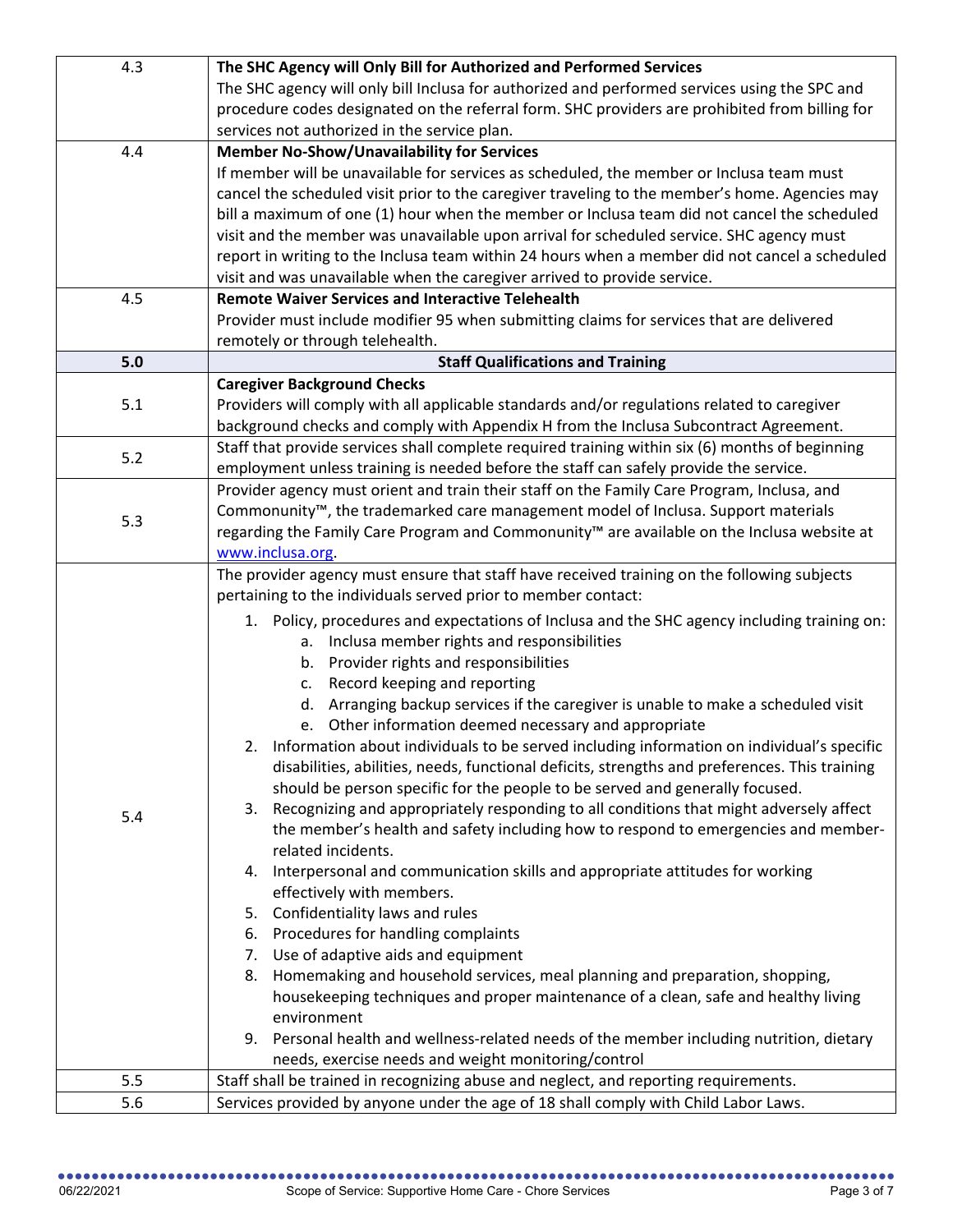| | |
|---|---|
| 4.3 | **The SHC Agency will Only Bill for Authorized and Performed Services**<br>The SHC agency will only bill Inclusa for authorized and performed services using the SPC and procedure codes designated on the referral form. SHC providers are prohibited from billing for services not authorized in the service plan. |
| 4.4 | **Member No-Show/Unavailability for Services**<br>If member will be unavailable for services as scheduled, the member or Inclusa team must cancel the scheduled visit prior to the caregiver traveling to the member's home. Agencies may bill a maximum of one (1) hour when the member or Inclusa team did not cancel the scheduled visit and the member was unavailable upon arrival for scheduled service. SHC agency must report in writing to the Inclusa team within 24 hours when a member did not cancel a scheduled visit and was unavailable when the caregiver arrived to provide service. |
| 4.5 | **Remote Waiver Services and Interactive Telehealth**<br>Provider must include modifier 95 when submitting claims for services that are delivered remotely or through telehealth. |
| **5.0** | **Staff Qualifications and Training** |
| 5.1 | **Caregiver Background Checks**<br>Providers will comply with all applicable standards and/or regulations related to caregiver background checks and comply with Appendix H from the Inclusa Subcontract Agreement. |
| 5.2 | Staff that provide services shall complete required training within six (6) months of beginning employment unless training is needed before the staff can safely provide the service. |
| 5.3 | Provider agency must orient and train their staff on the Family Care Program, Inclusa, and Commonunity™, the trademarked care management model of Inclusa. Support materials regarding the Family Care Program and Commonunity™ are available on the Inclusa website at [www.inclusa.org](www.inclusa.org). |
| 5.4 | The provider agency must ensure that staff have received training on the following subjects pertaining to the individuals served prior to member contact:<br>1. Policy, procedures and expectations of Inclusa and the SHC agency including training on:<br>&nbsp;&nbsp;&nbsp;a. Inclusa member rights and responsibilities<br>&nbsp;&nbsp;&nbsp;b. Provider rights and responsibilities<br>&nbsp;&nbsp;&nbsp;c. Record keeping and reporting<br>&nbsp;&nbsp;&nbsp;d. Arranging backup services if the caregiver is unable to make a scheduled visit<br>&nbsp;&nbsp;&nbsp;e. Other information deemed necessary and appropriate<br>2. Information about individuals to be served including information on individual's specific disabilities, abilities, needs, functional deficits, strengths and preferences. This training should be person specific for the people to be served and generally focused.<br>3. Recognizing and appropriately responding to all conditions that might adversely affect the member's health and safety including how to respond to emergencies and member-related incidents.<br>4. Interpersonal and communication skills and appropriate attitudes for working effectively with members.<br>5. Confidentiality laws and rules<br>6. Procedures for handling complaints<br>7. Use of adaptive aids and equipment<br>8. Homemaking and household services, meal planning and preparation, shopping, housekeeping techniques and proper maintenance of a clean, safe and healthy living environment<br>9. Personal health and wellness-related needs of the member including nutrition, dietary needs, exercise needs and weight monitoring/control |
| 5.5 | Staff shall be trained in recognizing abuse and neglect, and reporting requirements. |
| 5.6 | Services provided by anyone under the age of 18 shall comply with Child Labor Laws. |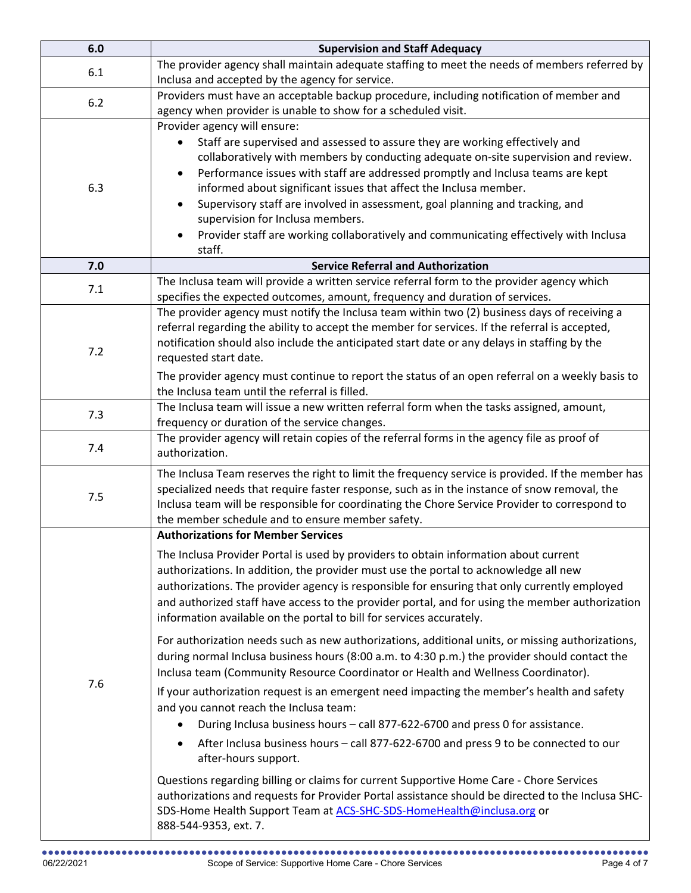| 6.0 | Supervision and Staff Adequacy |
|---|---|
| 6.1 | The provider agency shall maintain adequate staffing to meet the needs of members referred by Inclusa and accepted by the agency for service. |
| 6.2 | Providers must have an acceptable backup procedure, including notification of member and agency when provider is unable to show for a scheduled visit. |
| 6.3 | Provider agency will ensure:<br>• Staff are supervised and assessed to assure they are working effectively and collaboratively with members by conducting adequate on-site supervision and review.<br>• Performance issues with staff are addressed promptly and Inclusa teams are kept informed about significant issues that affect the Inclusa member.<br>• Supervisory staff are involved in assessment, goal planning and tracking, and supervision for Inclusa members.<br>• Provider staff are working collaboratively and communicating effectively with Inclusa staff. |
| **7.0** | **Service Referral and Authorization** |
| 7.1 | The Inclusa team will provide a written service referral form to the provider agency which specifies the expected outcomes, amount, frequency and duration of services. |
| 7.2 | The provider agency must notify the Inclusa team within two (2) business days of receiving a referral regarding the ability to accept the member for services. If the referral is accepted, notification should also include the anticipated start date or any delays in staffing by the requested start date.<br><br>The provider agency must continue to report the status of an open referral on a weekly basis to the Inclusa team until the referral is filled. |
| 7.3 | The Inclusa team will issue a new written referral form when the tasks assigned, amount, frequency or duration of the service changes. |
| 7.4 | The provider agency will retain copies of the referral forms in the agency file as proof of authorization. |
| 7.5 | The Inclusa Team reserves the right to limit the frequency service is provided. If the member has specialized needs that require faster response, such as in the instance of snow removal, the Inclusa team will be responsible for coordinating the Chore Service Provider to correspond to the member schedule and to ensure member safety. |
| 7.6 | **Authorizations for Member Services**<br><br>The Inclusa Provider Portal is used by providers to obtain information about current authorizations. In addition, the provider must use the portal to acknowledge all new authorizations. The provider agency is responsible for ensuring that only currently employed and authorized staff have access to the provider portal, and for using the member authorization information available on the portal to bill for services accurately.<br><br>For authorization needs such as new authorizations, additional units, or missing authorizations, during normal Inclusa business hours (8:00 a.m. to 4:30 p.m.) the provider should contact the Inclusa team (Community Resource Coordinator or Health and Wellness Coordinator).<br><br>If your authorization request is an emergent need impacting the member's health and safety and you cannot reach the Inclusa team:<br>• During Inclusa business hours – call 877-622-6700 and press 0 for assistance.<br>• After Inclusa business hours – call 877-622-6700 and press 9 to be connected to our after-hours support.<br><br>Questions regarding billing or claims for current Supportive Home Care - Chore Services authorizations and requests for Provider Portal assistance should be directed to the Inclusa SHC-SDS-Home Health Support Team at ACS-SHC-SDS-HomeHealth@inclusa.org or 888-544-9353, ext. 7. |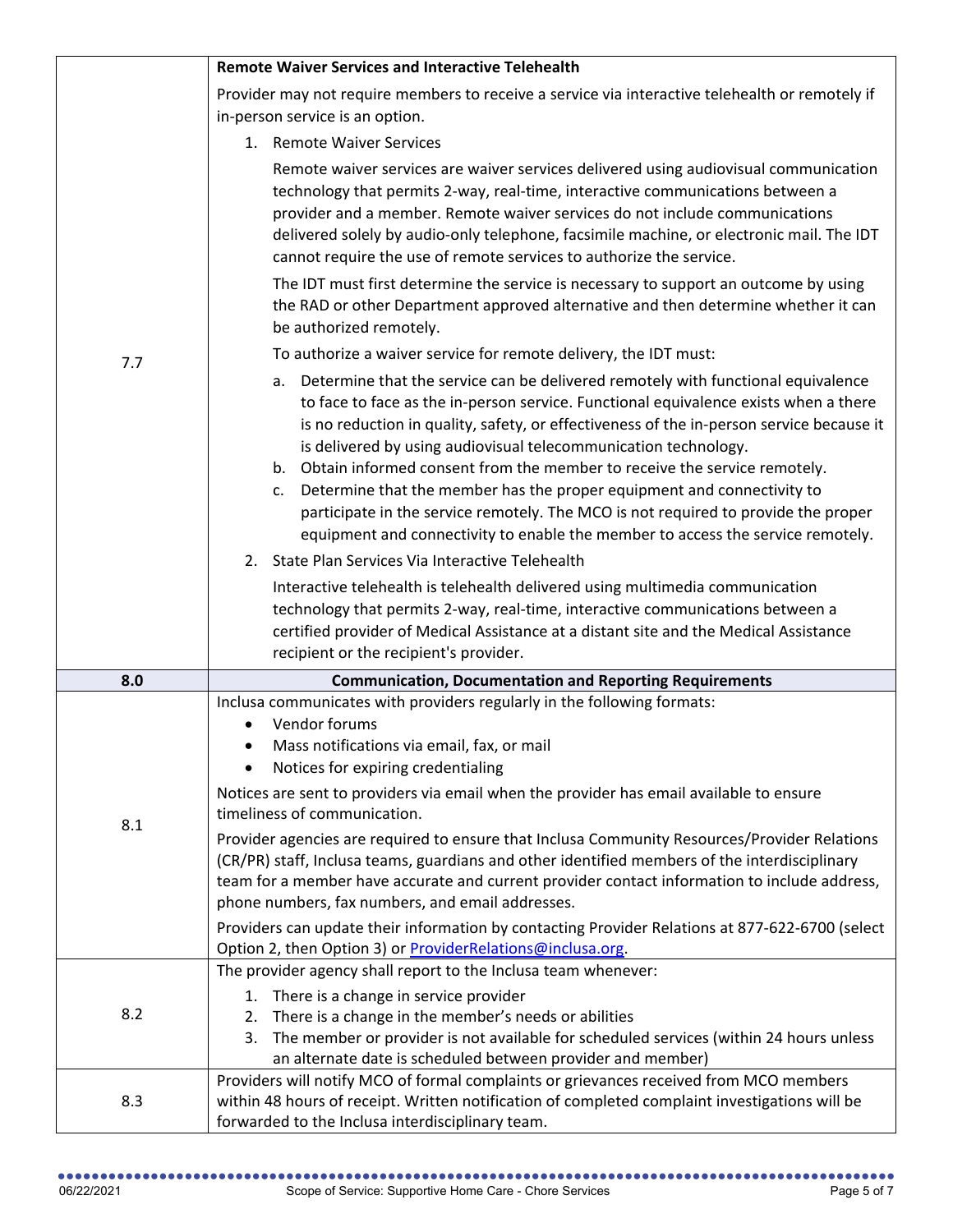| | |
|---|---|
| 7.7 | **Remote Waiver Services and Interactive Telehealth**<br><br>Provider may not require members to receive a service via interactive telehealth or remotely if in-person service is an option.<br><br>1. Remote Waiver Services<br><br>Remote waiver services are waiver services delivered using audiovisual communication technology that permits 2-way, real-time, interactive communications between a provider and a member. Remote waiver services do not include communications delivered solely by audio-only telephone, facsimile machine, or electronic mail. The IDT cannot require the use of remote services to authorize the service.<br><br>The IDT must first determine the service is necessary to support an outcome by using the RAD or other Department approved alternative and then determine whether it can be authorized remotely.<br><br>To authorize a waiver service for remote delivery, the IDT must:<br><br>a. Determine that the service can be delivered remotely with functional equivalence to face to face as the in-person service. Functional equivalence exists when a there is no reduction in quality, safety, or effectiveness of the in-person service because it is delivered by using audiovisual telecommunication technology.<br>b. Obtain informed consent from the member to receive the service remotely.<br>c. Determine that the member has the proper equipment and connectivity to participate in the service remotely. The MCO is not required to provide the proper equipment and connectivity to enable the member to access the service remotely.<br><br>2. State Plan Services Via Interactive Telehealth<br><br>Interactive telehealth is telehealth delivered using multimedia communication technology that permits 2-way, real-time, interactive communications between a certified provider of Medical Assistance at a distant site and the Medical Assistance recipient or the recipient's provider. |
| **8.0** | **Communication, Documentation and Reporting Requirements** |
| 8.1 | Inclusa communicates with providers regularly in the following formats:<br>• Vendor forums<br>• Mass notifications via email, fax, or mail<br>• Notices for expiring credentialing<br><br>Notices are sent to providers via email when the provider has email available to ensure timeliness of communication.<br><br>Provider agencies are required to ensure that Inclusa Community Resources/Provider Relations (CR/PR) staff, Inclusa teams, guardians and other identified members of the interdisciplinary team for a member have accurate and current provider contact information to include address, phone numbers, fax numbers, and email addresses.<br><br>Providers can update their information by contacting Provider Relations at 877-622-6700 (select Option 2, then Option 3) or ProviderRelations@inclusa.org. |
| 8.2 | The provider agency shall report to the Inclusa team whenever:<br><br>1. There is a change in service provider<br>2. There is a change in the member's needs or abilities<br>3. The member or provider is not available for scheduled services (within 24 hours unless an alternate date is scheduled between provider and member) |
| 8.3 | Providers will notify MCO of formal complaints or grievances received from MCO members within 48 hours of receipt. Written notification of completed complaint investigations will be forwarded to the Inclusa interdisciplinary team. |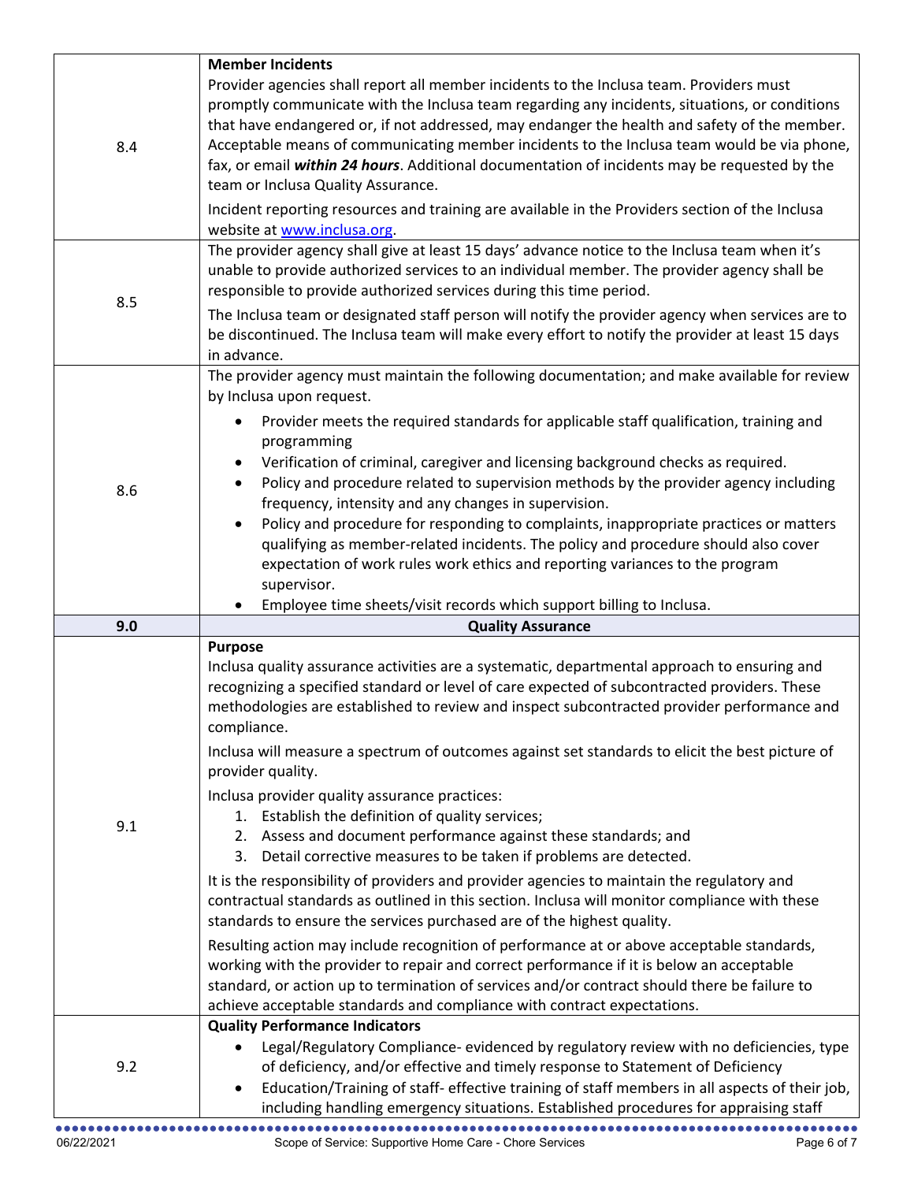| | |
|---|---|
| 8.4 | **Member Incidents**<br>Provider agencies shall report all member incidents to the Inclusa team. Providers must promptly communicate with the Inclusa team regarding any incidents, situations, or conditions that have endangered or, if not addressed, may endanger the health and safety of the member. Acceptable means of communicating member incidents to the Inclusa team would be via phone, fax, or email ***within 24 hours***. Additional documentation of incidents may be requested by the team or Inclusa Quality Assurance.<br><br>Incident reporting resources and training are available in the Providers section of the Inclusa website at [www.inclusa.org](www.inclusa.org). |
| 8.5 | The provider agency shall give at least 15 days' advance notice to the Inclusa team when it's unable to provide authorized services to an individual member. The provider agency shall be responsible to provide authorized services during this time period.<br><br>The Inclusa team or designated staff person will notify the provider agency when services are to be discontinued. The Inclusa team will make every effort to notify the provider at least 15 days in advance. |
| 8.6 | The provider agency must maintain the following documentation; and make available for review by Inclusa upon request.<br><br>• Provider meets the required standards for applicable staff qualification, training and programming<br>• Verification of criminal, caregiver and licensing background checks as required.<br>• Policy and procedure related to supervision methods by the provider agency including frequency, intensity and any changes in supervision.<br>• Policy and procedure for responding to complaints, inappropriate practices or matters qualifying as member-related incidents. The policy and procedure should also cover expectation of work rules work ethics and reporting variances to the program supervisor.<br>• Employee time sheets/visit records which support billing to Inclusa. |
| **9.0** | **Quality Assurance** |
| 9.1 | **Purpose**<br>Inclusa quality assurance activities are a systematic, departmental approach to ensuring and recognizing a specified standard or level of care expected of subcontracted providers. These methodologies are established to review and inspect subcontracted provider performance and compliance.<br><br>Inclusa will measure a spectrum of outcomes against set standards to elicit the best picture of provider quality.<br><br>Inclusa provider quality assurance practices:<br>1. Establish the definition of quality services;<br>2. Assess and document performance against these standards; and<br>3. Detail corrective measures to be taken if problems are detected.<br><br>It is the responsibility of providers and provider agencies to maintain the regulatory and contractual standards as outlined in this section. Inclusa will monitor compliance with these standards to ensure the services purchased are of the highest quality.<br><br>Resulting action may include recognition of performance at or above acceptable standards, working with the provider to repair and correct performance if it is below an acceptable standard, or action up to termination of services and/or contract should there be failure to achieve acceptable standards and compliance with contract expectations. |
| 9.2 | **Quality Performance Indicators**<br>• Legal/Regulatory Compliance- evidenced by regulatory review with no deficiencies, type of deficiency, and/or effective and timely response to Statement of Deficiency<br>• Education/Training of staff- effective training of staff members in all aspects of their job, including handling emergency situations. Established procedures for appraising staff |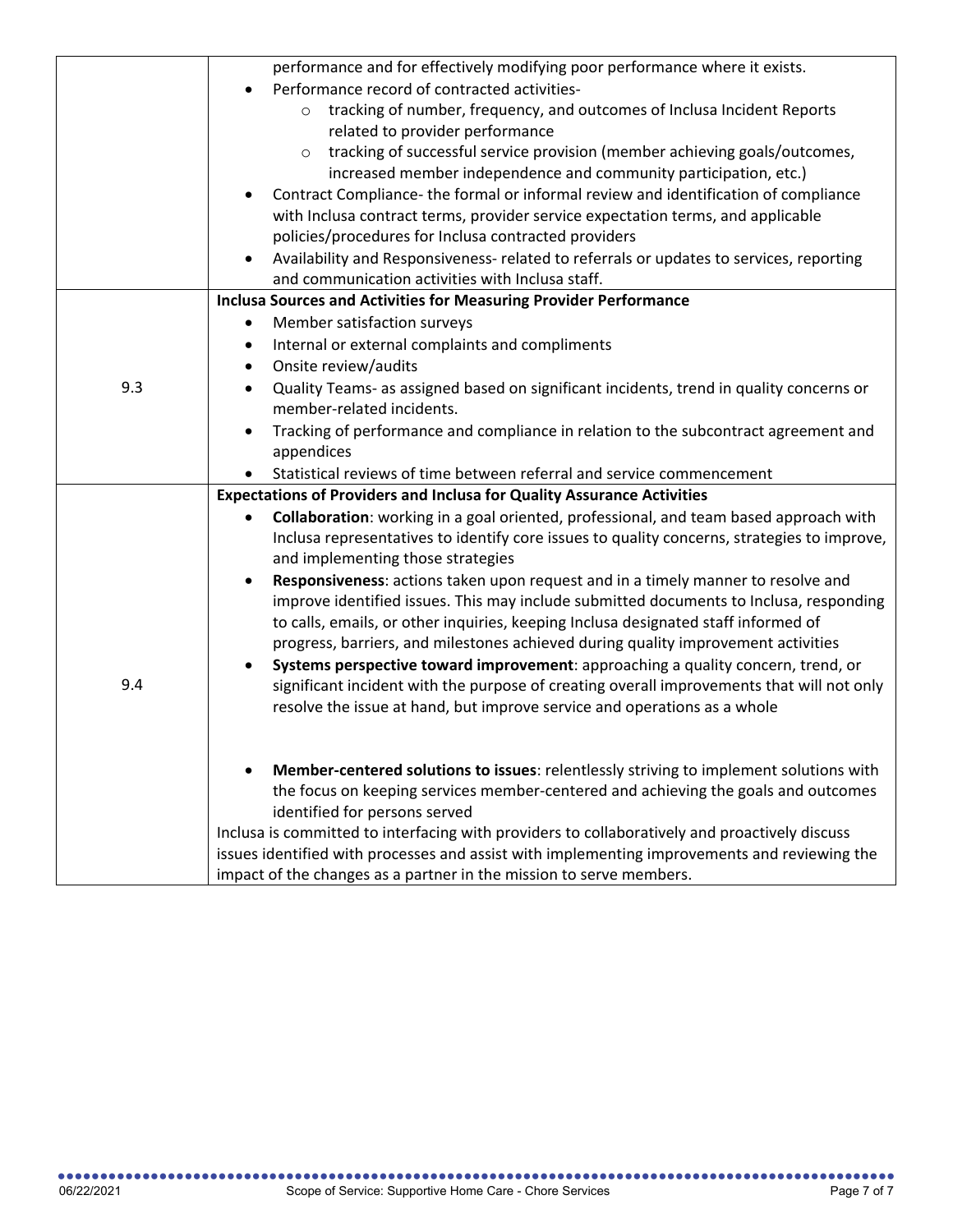| | |
|---|---|
| | performance and for effectively modifying poor performance where it exists.<br>• Performance record of contracted activities-<br>  ○ tracking of number, frequency, and outcomes of Inclusa Incident Reports related to provider performance<br>  ○ tracking of successful service provision (member achieving goals/outcomes, increased member independence and community participation, etc.)<br>• Contract Compliance- the formal or informal review and identification of compliance with Inclusa contract terms, provider service expectation terms, and applicable policies/procedures for Inclusa contracted providers<br>• Availability and Responsiveness- related to referrals or updates to services, reporting and communication activities with Inclusa staff. |
| 9.3 | **Inclusa Sources and Activities for Measuring Provider Performance**<br>• Member satisfaction surveys<br>• Internal or external complaints and compliments<br>• Onsite review/audits<br>• Quality Teams- as assigned based on significant incidents, trend in quality concerns or member-related incidents.<br>• Tracking of performance and compliance in relation to the subcontract agreement and appendices<br>• Statistical reviews of time between referral and service commencement |
| 9.4 | **Expectations of Providers and Inclusa for Quality Assurance Activities**<br>• **Collaboration**: working in a goal oriented, professional, and team based approach with Inclusa representatives to identify core issues to quality concerns, strategies to improve, and implementing those strategies<br>• **Responsiveness**: actions taken upon request and in a timely manner to resolve and improve identified issues. This may include submitted documents to Inclusa, responding to calls, emails, or other inquiries, keeping Inclusa designated staff informed of progress, barriers, and milestones achieved during quality improvement activities<br>• **Systems perspective toward improvement**: approaching a quality concern, trend, or significant incident with the purpose of creating overall improvements that will not only resolve the issue at hand, but improve service and operations as a whole<br>• **Member-centered solutions to issues**: relentlessly striving to implement solutions with the focus on keeping services member-centered and achieving the goals and outcomes identified for persons served<br>Inclusa is committed to interfacing with providers to collaboratively and proactively discuss issues identified with processes and assist with implementing improvements and reviewing the impact of the changes as a partner in the mission to serve members. |